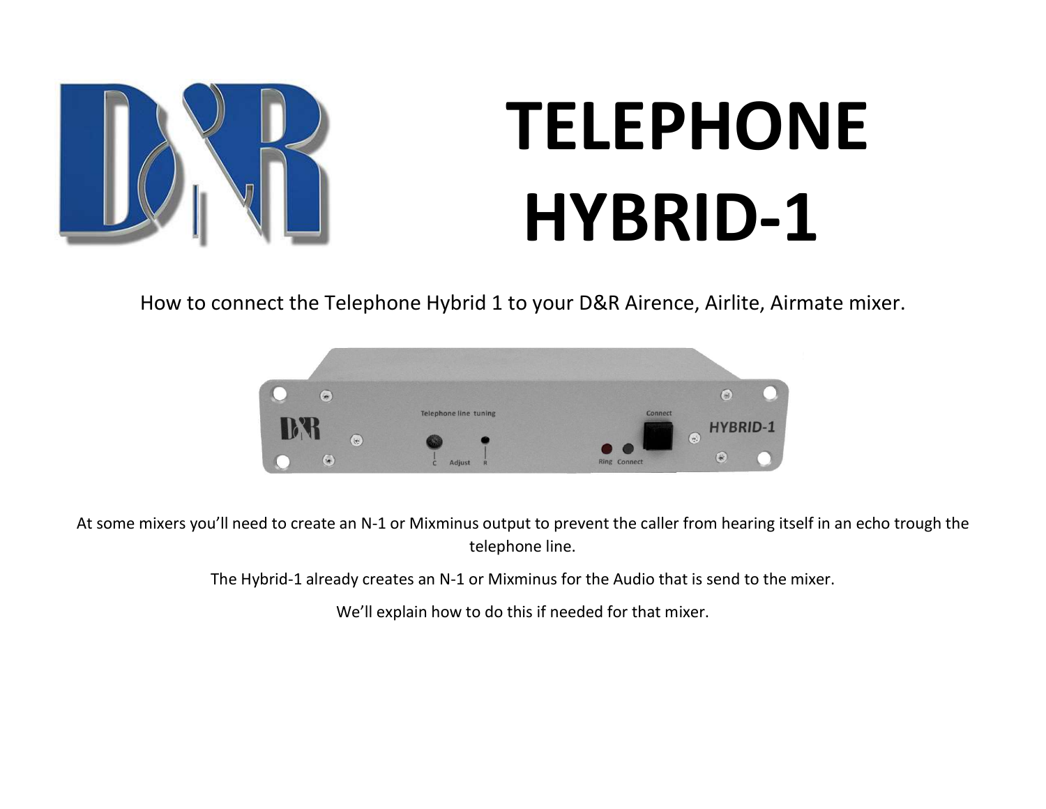# TELEPHONE HYBRID-1

How to connect the Telephone Hybrid 1 to your D&R Airence, Airlite, Airmate mixer.

At some mixers you'll need to create an N-1 or Mixminus output to prevent the caller from hearing itself in an echo trough the telephone line.

The Hybrid-1 already creates an N-1 or Mixminus for the Audio that is send to the mixer.

We'll explain how to do this if needed for that mixer.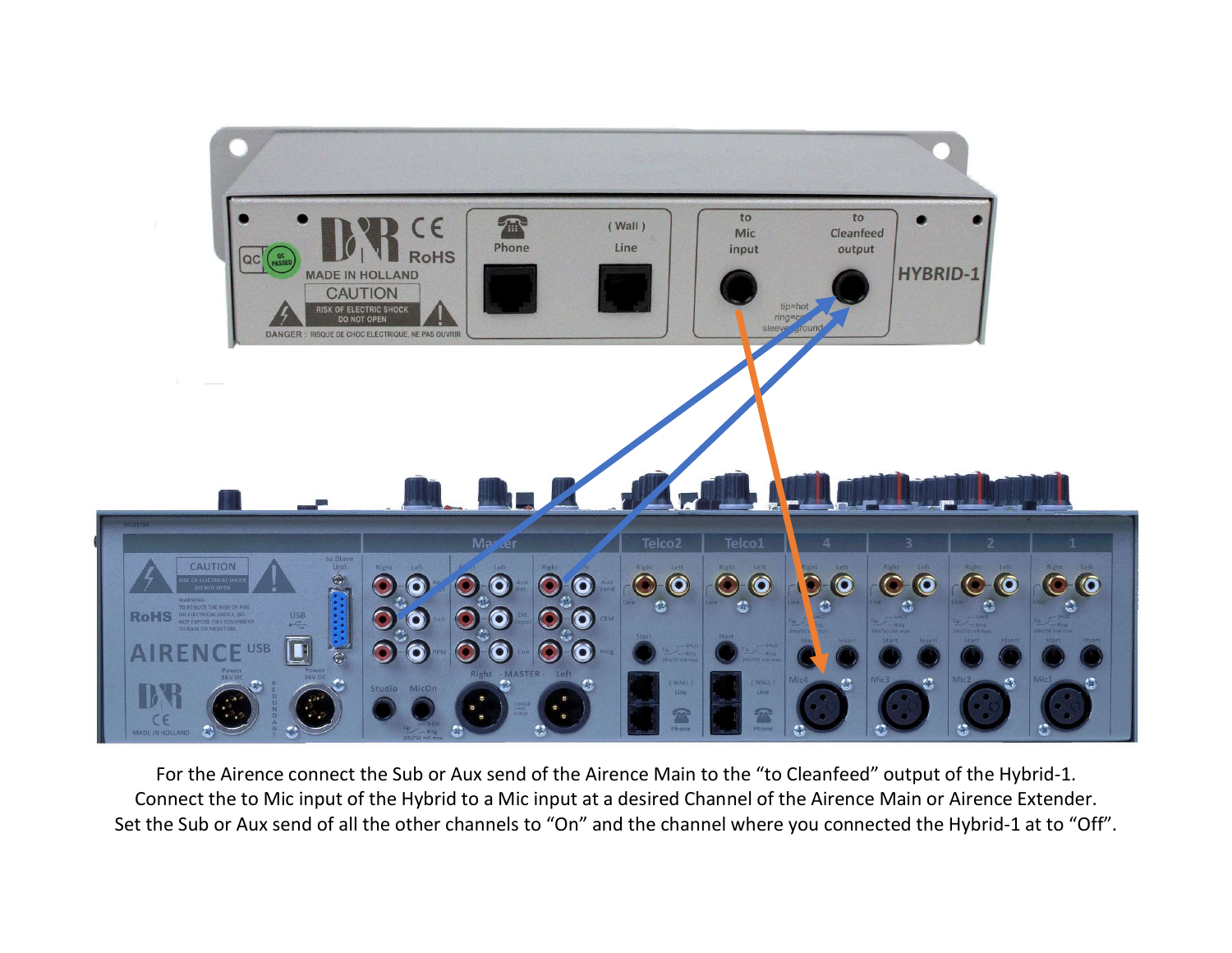For the Airence connect the Sub or Aux send of the Airence Main to the "to Cleanfeed" output of the Hybrid-1.
Connect the to Mic input of the Hybrid to a Mic input at a desired Channel of the Airence Main or Airence Extender.
Set the Sub or Aux send of all the other channels to "On" and the channel where you connected the Hybrid-1 at to "Off".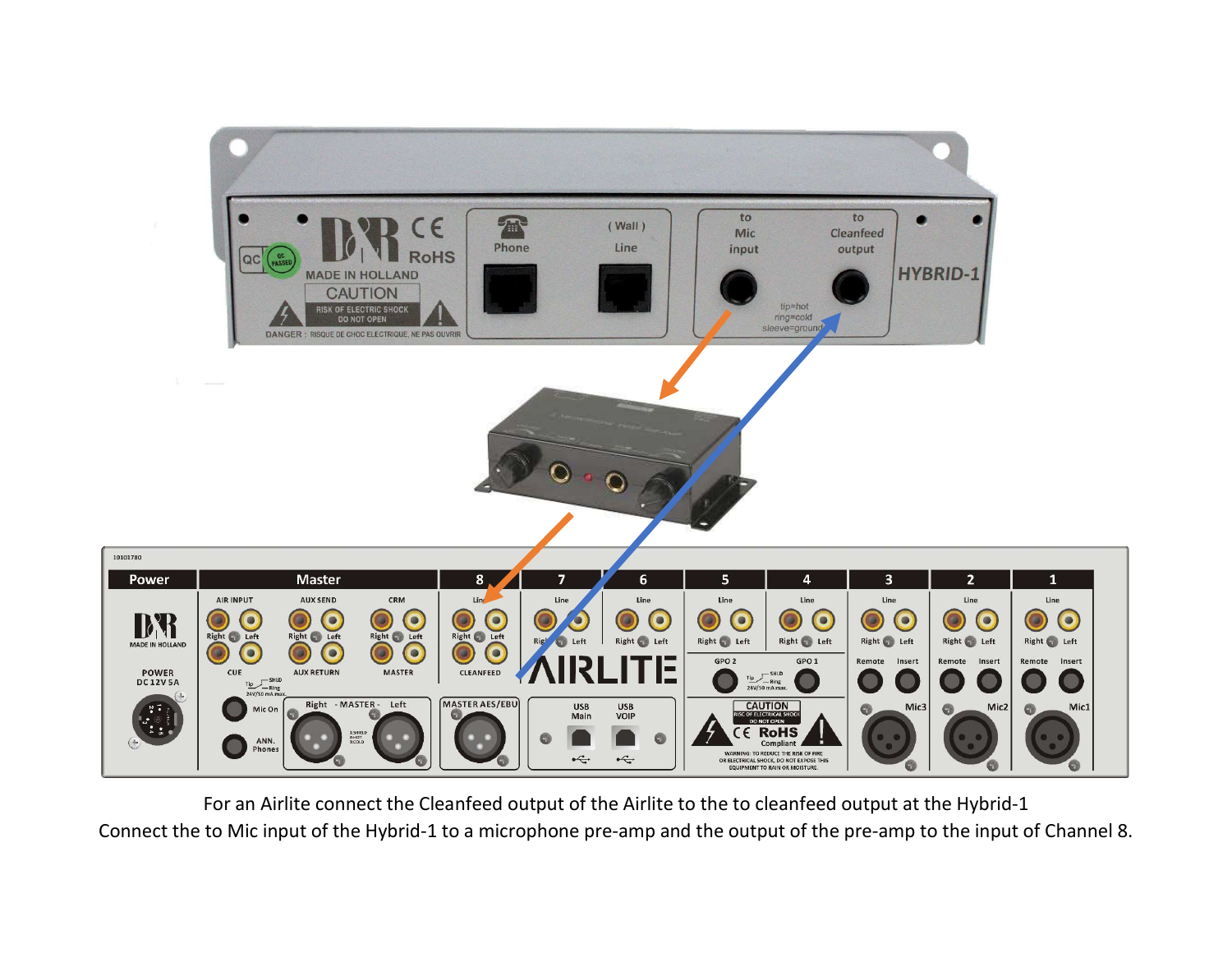For an Airlite connect the Cleanfeed output of the Airlite to the to cleanfeed output at the Hybrid-1
Connect the to Mic input of the Hybrid-1 to a microphone pre-amp and the output of the pre-amp to the input of Channel 8.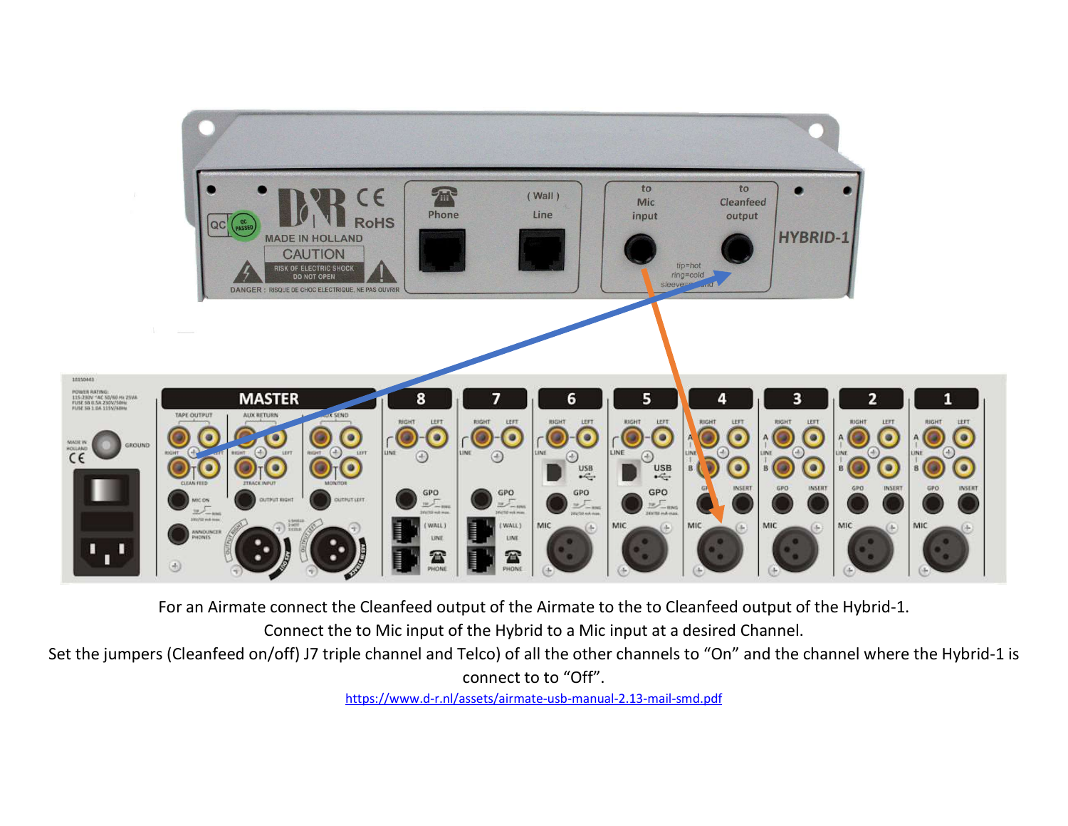For an Airmate connect the Cleanfeed output of the Airmate to the to Cleanfeed output of the Hybrid-1.
Connect the to Mic input of the Hybrid to a Mic input at a desired Channel.
Set the jumpers (Cleanfeed on/off) J7 triple channel and Telco) of all the other channels to “On” and the channel where the Hybrid-1 is connect to to “Off”.

https://www.d-r.nl/assets/airmate-usb-manual-2.13-mail-smd.pdf